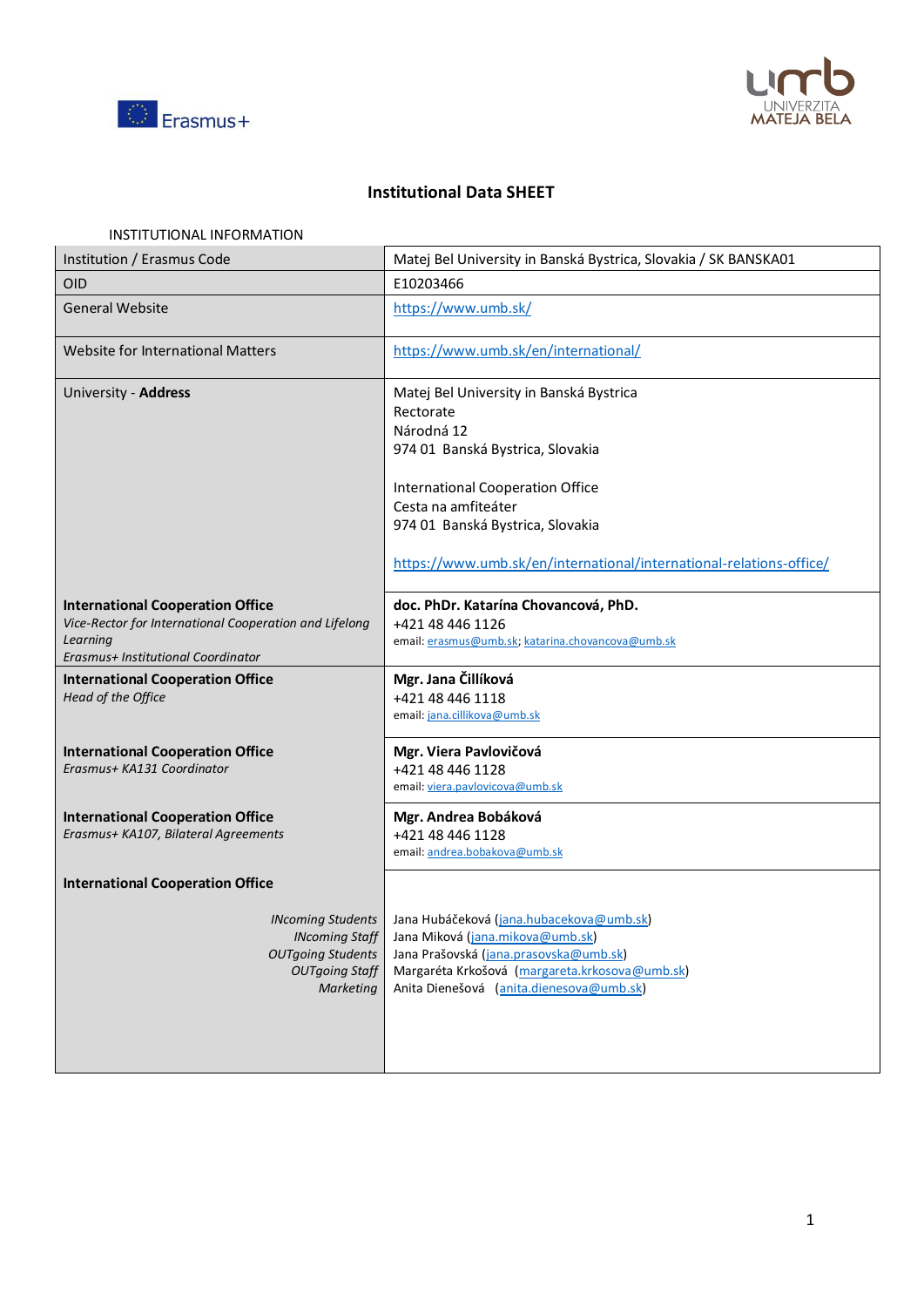Erasmus+

UNIVERZITA MATEJA BELA

# Institutional Data SHEET

INSTITUTIONAL INFORMATION

| Institution / Erasmus Code | Matej Bel University in Banská Bystrica, Slovakia / SK BANSKA01 |
|---|---|
| OID | E10203466 |
| General Website | https://www.umb.sk/ |
| Website for International Matters | https://www.umb.sk/en/international/ |
| University - **Address** | Matej Bel University in Banská Bystrica<br>Rectorate<br>Národná 12<br>974 01 Banská Bystrica, Slovakia<br><br>International Cooperation Office<br>Cesta na amfiteáter<br>974 01 Banská Bystrica, Slovakia<br><br>https://www.umb.sk/en/international/international-relations-office/ |
| **International Cooperation Office**<br>*Vice-Rector for International Cooperation and Lifelong Learning*<br>*Erasmus+ Institutional Coordinator* | **doc. PhDr. Katarína Chovancová, PhD.**<br>+421 48 446 1126<br>email: erasmus@umb.sk; katarina.chovancova@umb.sk |
| **International Cooperation Office**<br>*Head of the Office* | **Mgr. Jana Čillíková**<br>+421 48 446 1118<br>email: jana.cillikova@umb.sk |
| **International Cooperation Office**<br>*Erasmus+ KA131 Coordinator* | **Mgr. Viera Pavlovičová**<br>+421 48 446 1128<br>email: viera.pavlovicova@umb.sk |
| **International Cooperation Office**<br>*Erasmus+ KA107, Bilateral Agreements* | **Mgr. Andrea Bobáková**<br>+421 48 446 1128<br>email: andrea.bobakova@umb.sk |
| **International Cooperation Office**<br><br>*INcoming Students*<br>*INcoming Staff*<br>*OUTgoing Students*<br>*OUTgoing Staff*<br>*Marketing* | <br><br>Jana Hubáčeková (jana.hubacekova@umb.sk)<br>Jana Miková (jana.mikova@umb.sk)<br>Jana Prašovská (jana.prasovska@umb.sk)<br>Margaréta Krkošová (margareta.krkosova@umb.sk)<br>Anita Dienešová (anita.dienesova@umb.sk) |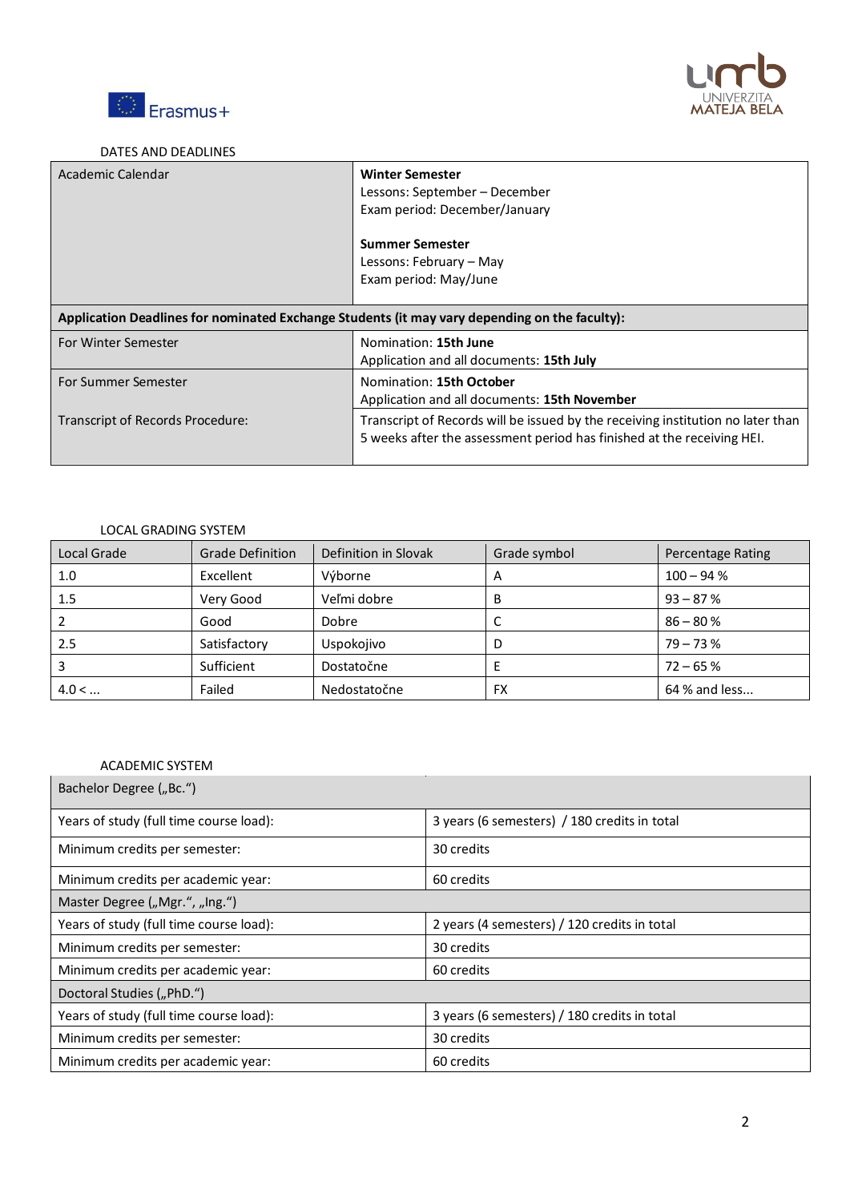## DATES AND DEADLINES

| Academic Calendar | **Winter Semester**<br>Lessons: September – December<br>Exam period: December/January<br><br>**Summer Semester**<br>Lessons: February – May<br>Exam period: May/June |
|---|---|
| **Application Deadlines for nominated Exchange Students (it may vary depending on the faculty):** | |
| For Winter Semester | Nomination: **15th June**<br>Application and all documents: **15th July** |
| For Summer Semester | Nomination: **15th October**<br>Application and all documents: **15th November** |
| Transcript of Records Procedure: | Transcript of Records will be issued by the receiving institution no later than 5 weeks after the assessment period has finished at the receiving HEI. |

## LOCAL GRADING SYSTEM

| Local Grade | Grade Definition | Definition in Slovak | Grade symbol | Percentage Rating |
|---|---|---|---|---|
| 1.0 | Excellent | Výborne | A | 100 – 94 % |
| 1.5 | Very Good | Veľmi dobre | B | 93 – 87 % |
| 2 | Good | Dobre | C | 86 – 80 % |
| 2.5 | Satisfactory | Uspokojivo | D | 79 – 73 % |
| 3 | Sufficient | Dostatočne | E | 72 – 65 % |
| 4.0 < ... | Failed | Nedostatočne | FX | 64 % and less... |

## ACADEMIC SYSTEM

| Bachelor Degree („Bc.“) | |
|---|---|
| Years of study (full time course load): | 3 years (6 semesters) / 180 credits in total |
| Minimum credits per semester: | 30 credits |
| Minimum credits per academic year: | 60 credits |
| Master Degree („Mgr.“, „Ing.“) | |
| Years of study (full time course load): | 2 years (4 semesters) / 120 credits in total |
| Minimum credits per semester: | 30 credits |
| Minimum credits per academic year: | 60 credits |
| Doctoral Studies („PhD.“) | |
| Years of study (full time course load): | 3 years (6 semesters) / 180 credits in total |
| Minimum credits per semester: | 30 credits |
| Minimum credits per academic year: | 60 credits |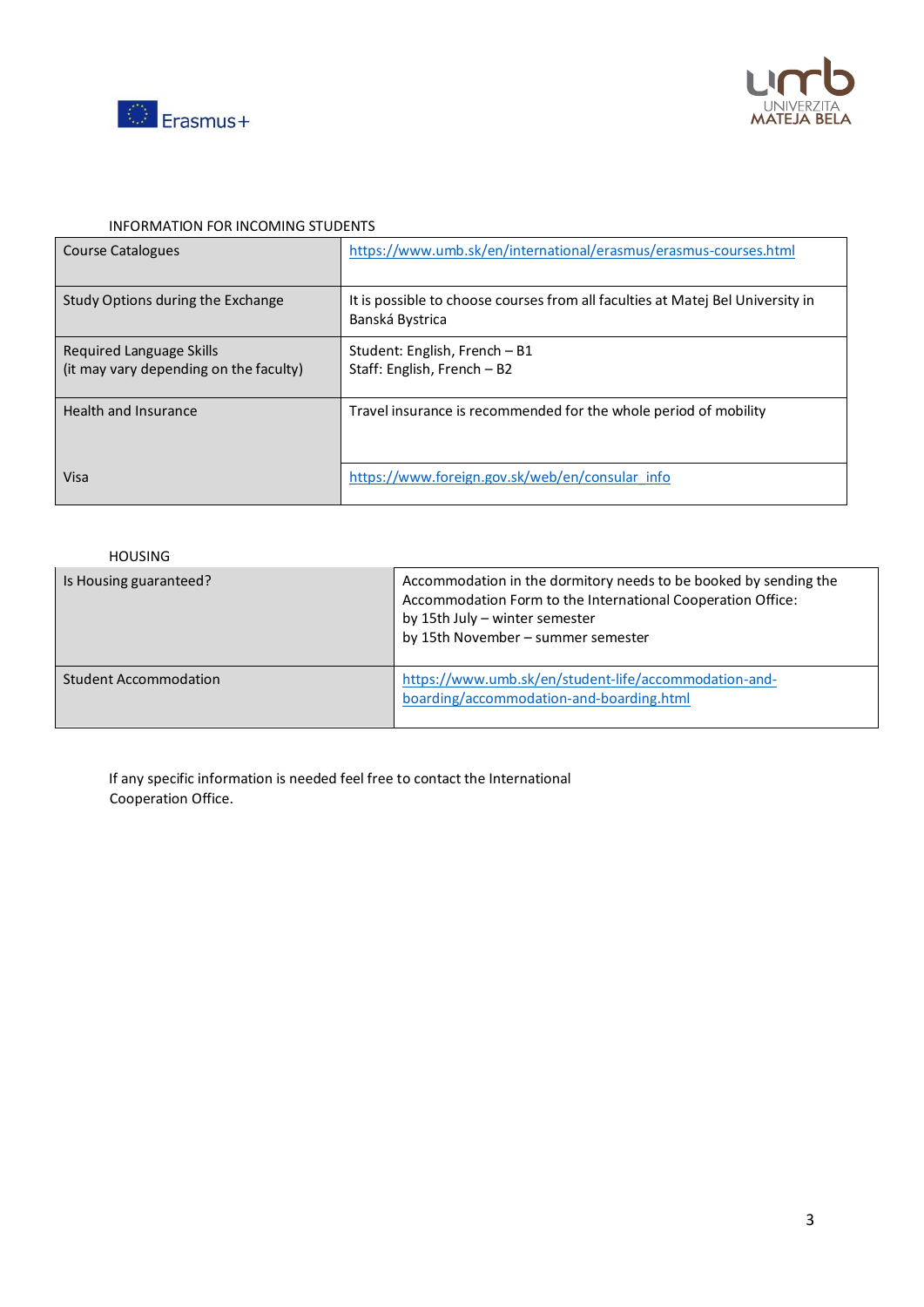INFORMATION FOR INCOMING STUDENTS

| | |
|---|---|
| Course Catalogues | https://www.umb.sk/en/international/erasmus/erasmus-courses.html |
| Study Options during the Exchange | It is possible to choose courses from all faculties at Matej Bel University in Banská Bystrica |
| Required Language Skills<br>(it may vary depending on the faculty) | Student: English, French – B1<br>Staff: English, French – B2 |
| Health and Insurance | Travel insurance is recommended for the whole period of mobility |
| Visa | https://www.foreign.gov.sk/web/en/consular_info |

HOUSING

| | |
|---|---|
| Is Housing guaranteed? | Accommodation in the dormitory needs to be booked by sending the Accommodation Form to the International Cooperation Office:<br>by 15th July – winter semester<br>by 15th November – summer semester |
| Student Accommodation | https://www.umb.sk/en/student-life/accommodation-and-boarding/accommodation-and-boarding.html |

If any specific information is needed feel free to contact the International Cooperation Office.